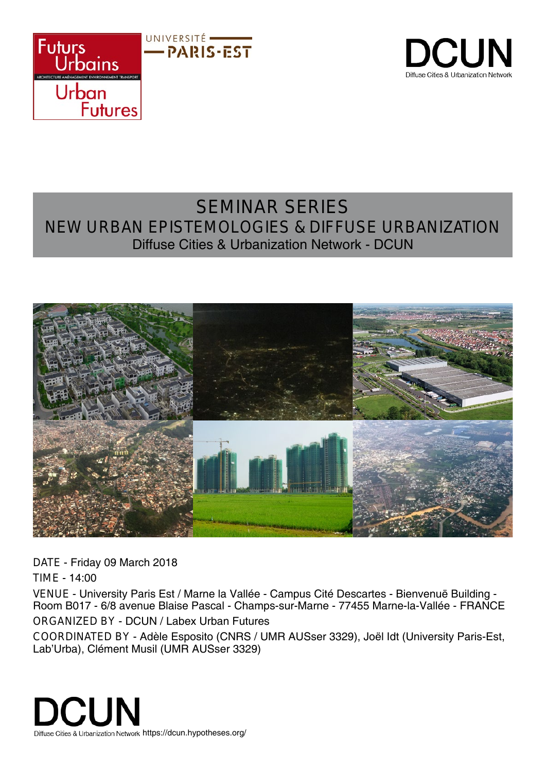Futurs Urbains
ARCHITECTURE AMÉNAGEMENT ENVIRONNEMENT TRANSPORT
Urban Futures

UNIVERSITÉ PARIS-EST

DCUN
Diffuse Cities & Urbanization Network

# SEMINAR SERIES

## NEW URBAN EPISTEMOLOGIES & DIFFUSE URBANIZATION

Diffuse Cities & Urbanization Network - DCUN

DATE - Friday 09 March 2018

TIME - 14:00

VENUE - University Paris Est / Marne la Vallée - Campus Cité Descartes - Bienvenuë Building - Room B017 - 6/8 avenue Blaise Pascal - Champs-sur-Marne - 77455 Marne-la-Vallée - FRANCE

ORGANIZED BY - DCUN / Labex Urban Futures

COORDINATED BY - Adèle Esposito (CNRS / UMR AUSser 3329), Joël Idt (University Paris-Est, Lab'Urba), Clément Musil (UMR AUSser 3329)

DCUN
Diffuse Cities & Urbanization Network https://dcun.hypotheses.org/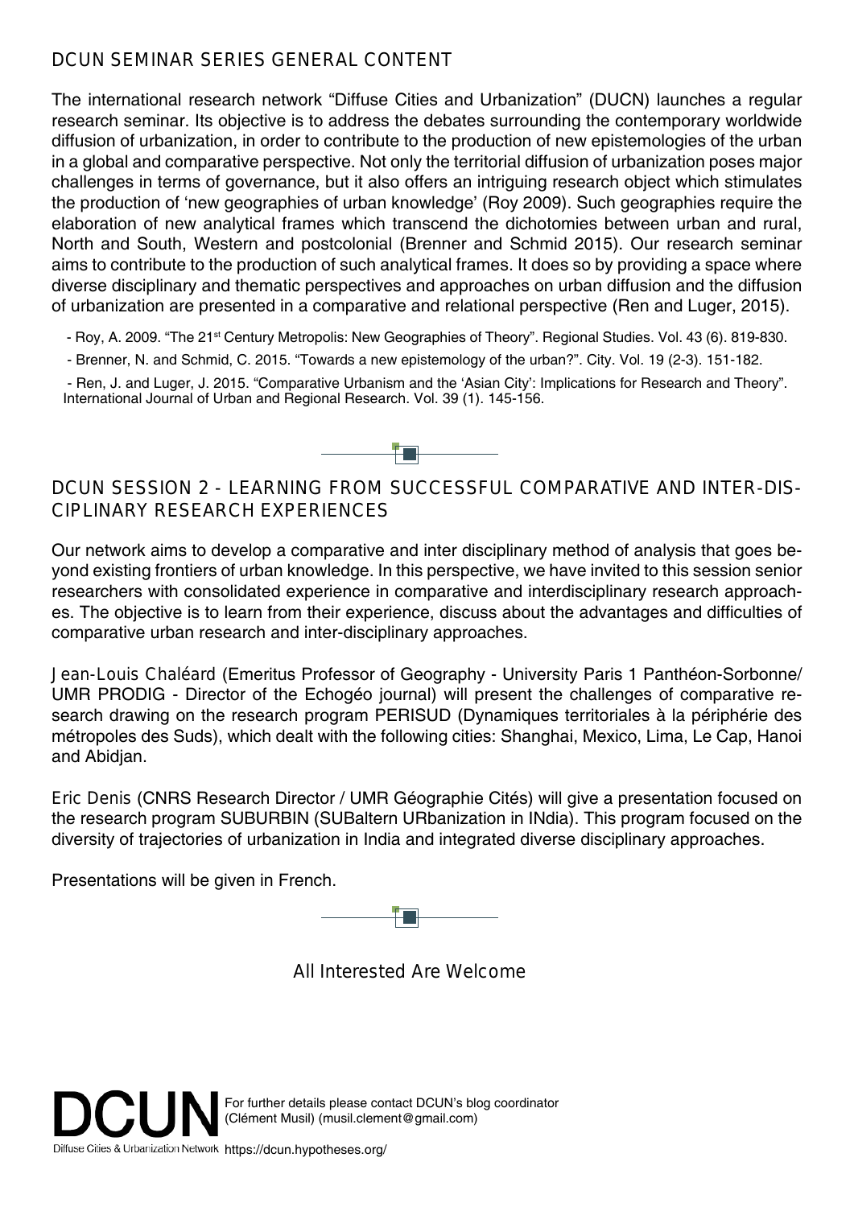## DCUN SEMINAR SERIES GENERAL CONTENT

The international research network "Diffuse Cities and Urbanization" (DUCN) launches a regular research seminar. Its objective is to address the debates surrounding the contemporary worldwide diffusion of urbanization, in order to contribute to the production of new epistemologies of the urban in a global and comparative perspective. Not only the territorial diffusion of urbanization poses major challenges in terms of governance, but it also offers an intriguing research object which stimulates the production of 'new geographies of urban knowledge' (Roy 2009). Such geographies require the elaboration of new analytical frames which transcend the dichotomies between urban and rural, North and South, Western and postcolonial (Brenner and Schmid 2015). Our research seminar aims to contribute to the production of such analytical frames. It does so by providing a space where diverse disciplinary and thematic perspectives and approaches on urban diffusion and the diffusion of urbanization are presented in a comparative and relational perspective (Ren and Luger, 2015).

- Roy, A. 2009. "The 21st Century Metropolis: New Geographies of Theory". Regional Studies. Vol. 43 (6). 819-830.
- Brenner, N. and Schmid, C. 2015. "Towards a new epistemology of the urban?". City. Vol. 19 (2-3). 151-182.
- Ren, J. and Luger, J. 2015. "Comparative Urbanism and the 'Asian City': Implications for Research and Theory". International Journal of Urban and Regional Research. Vol. 39 (1). 145-156.

## DCUN SESSION 2 - LEARNING FROM SUCCESSFUL COMPARATIVE AND INTER-DISCIPLINARY RESEARCH EXPERIENCES

Our network aims to develop a comparative and inter disciplinary method of analysis that goes beyond existing frontiers of urban knowledge. In this perspective, we have invited to this session senior researchers with consolidated experience in comparative and interdisciplinary research approaches. The objective is to learn from their experience, discuss about the advantages and difficulties of comparative urban research and inter-disciplinary approaches.

Jean-Louis Chaléard (Emeritus Professor of Geography - University Paris 1 Panthéon-Sorbonne/ UMR PRODIG - Director of the Echogéo journal) will present the challenges of comparative research drawing on the research program PERISUD (Dynamiques territoriales à la périphérie des métropoles des Suds), which dealt with the following cities: Shanghai, Mexico, Lima, Le Cap, Hanoi and Abidjan.

Eric Denis (CNRS Research Director / UMR Géographie Cités) will give a presentation focused on the research program SUBURBIN (SUBaltern URbanization in INdia). This program focused on the diversity of trajectories of urbanization in India and integrated diverse disciplinary approaches.

Presentations will be given in French.

All Interested Are Welcome

DCUN

Diffuse Cities & Urbanization Network https://dcun.hypotheses.org/

For further details please contact DCUN's blog coordinator (Clément Musil) (musil.clement@gmail.com)